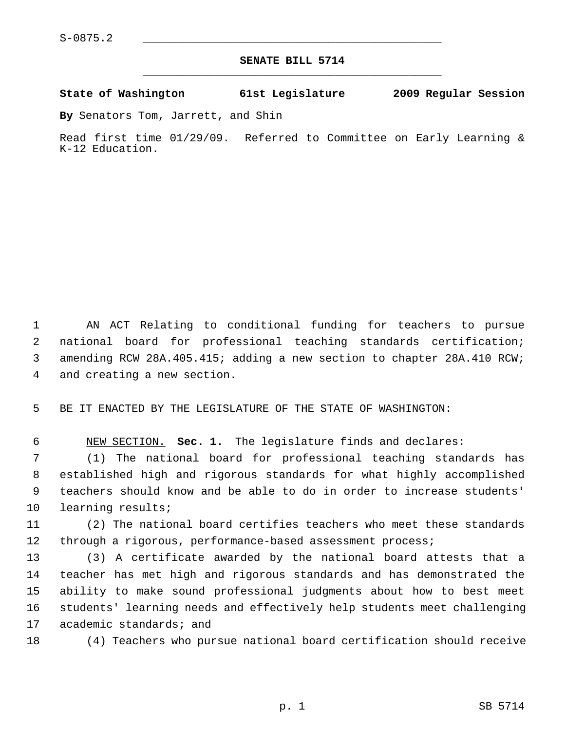S-0875.2

# SENATE BILL 5714

**State of Washington 61st Legislature 2009 Regular Session**

**By** Senators Tom, Jarrett, and Shin

Read first time 01/29/09. Referred to Committee on Early Learning & K-12 Education.

AN ACT Relating to conditional funding for teachers to pursue national board for professional teaching standards certification; amending RCW 28A.405.415; adding a new section to chapter 28A.410 RCW; and creating a new section.

BE IT ENACTED BY THE LEGISLATURE OF THE STATE OF WASHINGTON:

NEW SECTION. **Sec. 1.** The legislature finds and declares:

(1) The national board for professional teaching standards has established high and rigorous standards for what highly accomplished teachers should know and be able to do in order to increase students' learning results;

(2) The national board certifies teachers who meet these standards through a rigorous, performance-based assessment process;

(3) A certificate awarded by the national board attests that a teacher has met high and rigorous standards and has demonstrated the ability to make sound professional judgments about how to best meet students' learning needs and effectively help students meet challenging academic standards; and

(4) Teachers who pursue national board certification should receive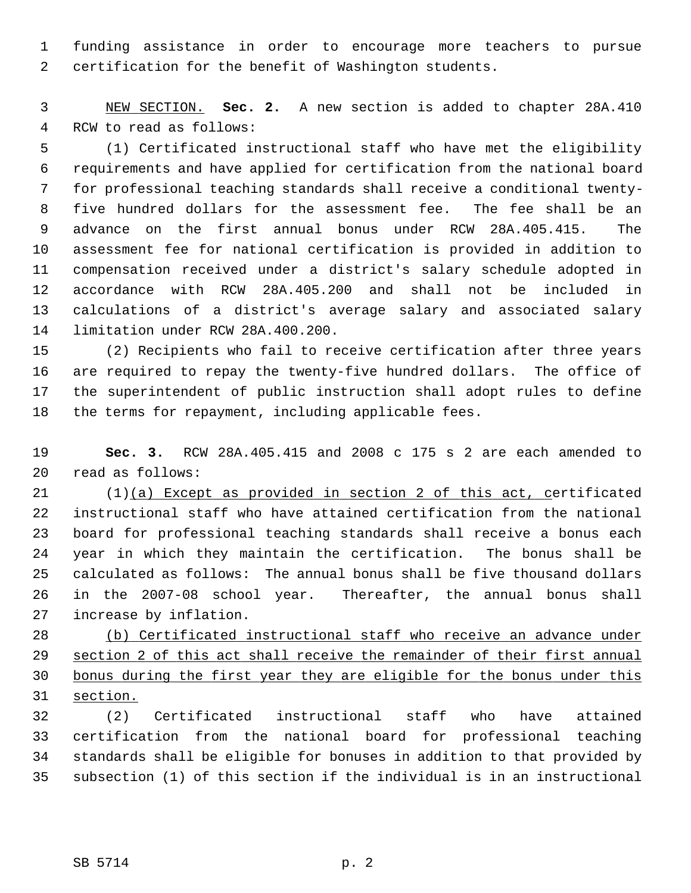funding assistance in order to encourage more teachers to pursue certification for the benefit of Washington students.

NEW SECTION. **Sec. 2.** A new section is added to chapter 28A.410 RCW to read as follows:

(1) Certificated instructional staff who have met the eligibility requirements and have applied for certification from the national board for professional teaching standards shall receive a conditional twenty-five hundred dollars for the assessment fee. The fee shall be an advance on the first annual bonus under RCW 28A.405.415. The assessment fee for national certification is provided in addition to compensation received under a district's salary schedule adopted in accordance with RCW 28A.405.200 and shall not be included in calculations of a district's average salary and associated salary limitation under RCW 28A.400.200.

(2) Recipients who fail to receive certification after three years are required to repay the twenty-five hundred dollars. The office of the superintendent of public instruction shall adopt rules to define the terms for repayment, including applicable fees.

**Sec. 3.** RCW 28A.405.415 and 2008 c 175 s 2 are each amended to read as follows:

(1)(a) Except as provided in section 2 of this act, certificated instructional staff who have attained certification from the national board for professional teaching standards shall receive a bonus each year in which they maintain the certification. The bonus shall be calculated as follows: The annual bonus shall be five thousand dollars in the 2007-08 school year. Thereafter, the annual bonus shall increase by inflation.

(b) Certificated instructional staff who receive an advance under section 2 of this act shall receive the remainder of their first annual bonus during the first year they are eligible for the bonus under this section.

(2) Certificated instructional staff who have attained certification from the national board for professional teaching standards shall be eligible for bonuses in addition to that provided by subsection (1) of this section if the individual is in an instructional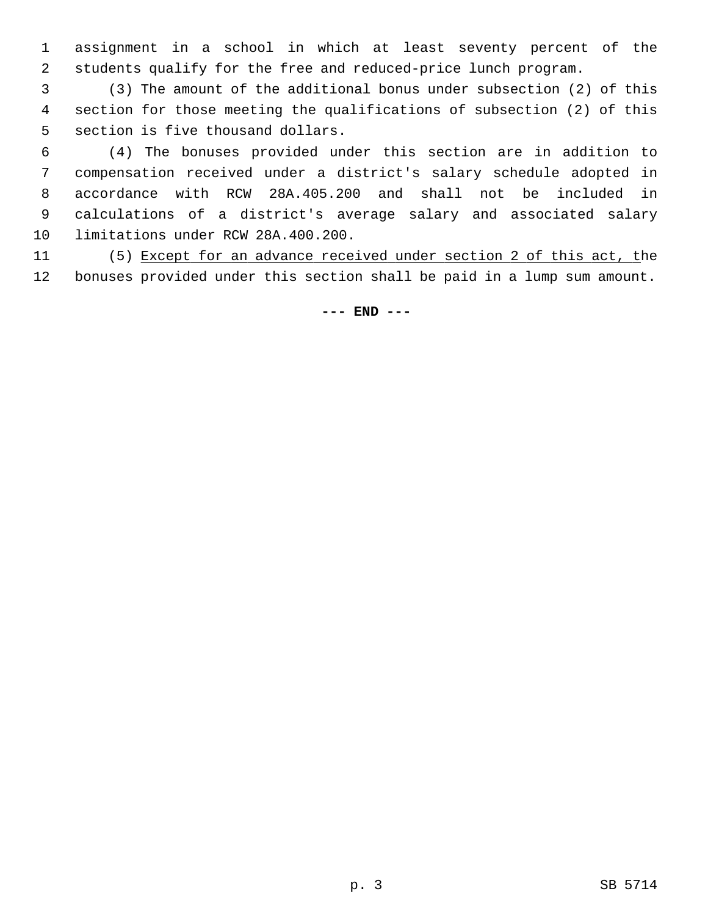assignment in a school in which at least seventy percent of the students qualify for the free and reduced-price lunch program.

(3) The amount of the additional bonus under subsection (2) of this section for those meeting the qualifications of subsection (2) of this section is five thousand dollars.

(4) The bonuses provided under this section are in addition to compensation received under a district's salary schedule adopted in accordance with RCW 28A.405.200 and shall not be included in calculations of a district's average salary and associated salary limitations under RCW 28A.400.200.

(5) <u>Except for an advance received under section 2 of this act, t</u>he bonuses provided under this section shall be paid in a lump sum amount.

**--- END ---**